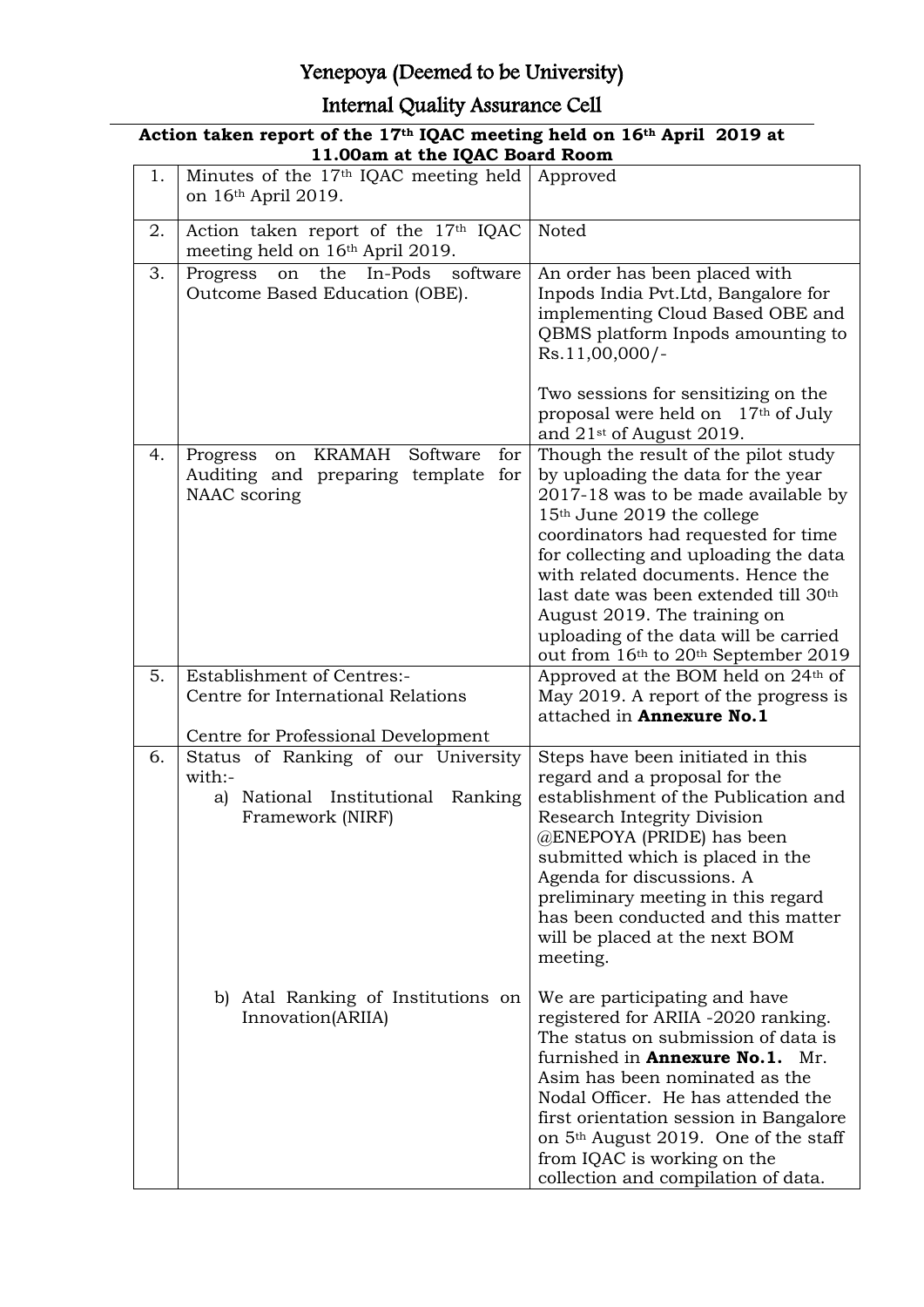# Yenepoya (Deemed to be University)

## Internal Quality Assurance Cell

**Action taken report of the 17th IQAC meeting held on 16th April 2019 at 11.00am at the IQAC Board Room**

| | | |
|---|---|---|
| 1. | Minutes of the 17th IQAC meeting held on 16th April 2019. | Approved |
| 2. | Action taken report of the 17th IQAC meeting held on 16th April 2019. | Noted |
| 3. | Progress on the In-Pods software Outcome Based Education (OBE). | An order has been placed with Inpods India Pvt.Ltd, Bangalore for implementing Cloud Based OBE and QBMS platform Inpods amounting to Rs.11,00,000/-<br><br>Two sessions for sensitizing on the proposal were held on 17th of July and 21st of August 2019. |
| 4. | Progress on KRAMAH Software for Auditing and preparing template for NAAC scoring | Though the result of the pilot study by uploading the data for the year 2017-18 was to be made available by 15th June 2019 the college coordinators had requested for time for collecting and uploading the data with related documents. Hence the last date was been extended till 30th August 2019. The training on uploading of the data will be carried out from 16th to 20th September 2019 |
| 5. | Establishment of Centres:-<br>Centre for International Relations<br><br>Centre for Professional Development | Approved at the BOM held on 24th of May 2019. A report of the progress is attached in **Annexure No.1** |
| 6. | Status of Ranking of our University with:-<br>a) National Institutional Ranking Framework (NIRF) | Steps have been initiated in this regard and a proposal for the establishment of the Publication and Research Integrity Division @ENEPOYA (PRIDE) has been submitted which is placed in the Agenda for discussions. A preliminary meeting in this regard has been conducted and this matter will be placed at the next BOM meeting. |
| | b) Atal Ranking of Institutions on Innovation(ARIIA) | We are participating and have registered for ARIIA -2020 ranking. The status on submission of data is furnished in **Annexure No.1.** Mr. Asim has been nominated as the Nodal Officer. He has attended the first orientation session in Bangalore on 5th August 2019. One of the staff from IQAC is working on the collection and compilation of data. |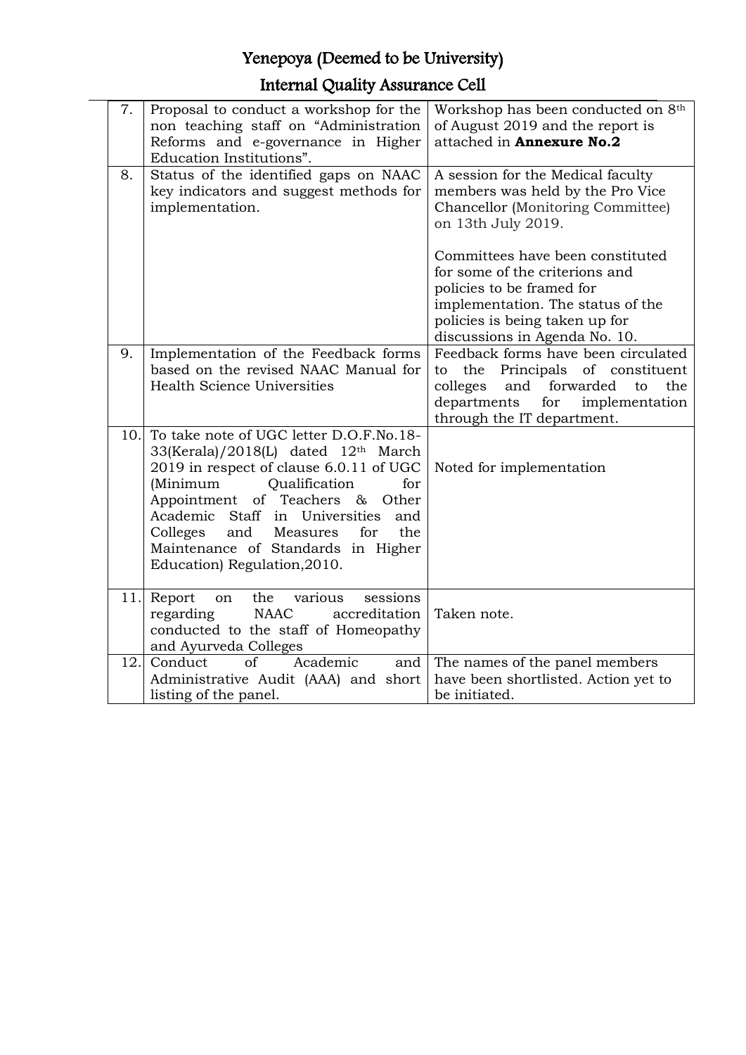# Yenepoya (Deemed to be University)

## Internal Quality Assurance Cell

| | | |
|---|---|---|
| 7. | Proposal to conduct a workshop for the non teaching staff on "Administration Reforms and e-governance in Higher Education Institutions". | Workshop has been conducted on 8th of August 2019 and the report is attached in **Annexure No.2** |
| 8. | Status of the identified gaps on NAAC key indicators and suggest methods for implementation. | A session for the Medical faculty members was held by the Pro Vice Chancellor (Monitoring Committee) on 13th July 2019.<br><br>Committees have been constituted for some of the criterions and policies to be framed for implementation. The status of the policies is being taken up for discussions in Agenda No. 10. |
| 9. | Implementation of the Feedback forms based on the revised NAAC Manual for Health Science Universities | Feedback forms have been circulated to the Principals of constituent colleges and forwarded to the departments for implementation through the IT department. |
| 10. | To take note of UGC letter D.O.F.No.18-33(Kerala)/2018(L) dated 12th March 2019 in respect of clause 6.0.11 of UGC (Minimum Qualification for Appointment of Teachers & Other Academic Staff in Universities and Colleges and Measures for the Maintenance of Standards in Higher Education) Regulation,2010. | Noted for implementation |
| 11. | Report on the various sessions regarding NAAC accreditation conducted to the staff of Homeopathy and Ayurveda Colleges | Taken note. |
| 12. | Conduct of Academic and Administrative Audit (AAA) and short listing of the panel. | The names of the panel members have been shortlisted. Action yet to be initiated. |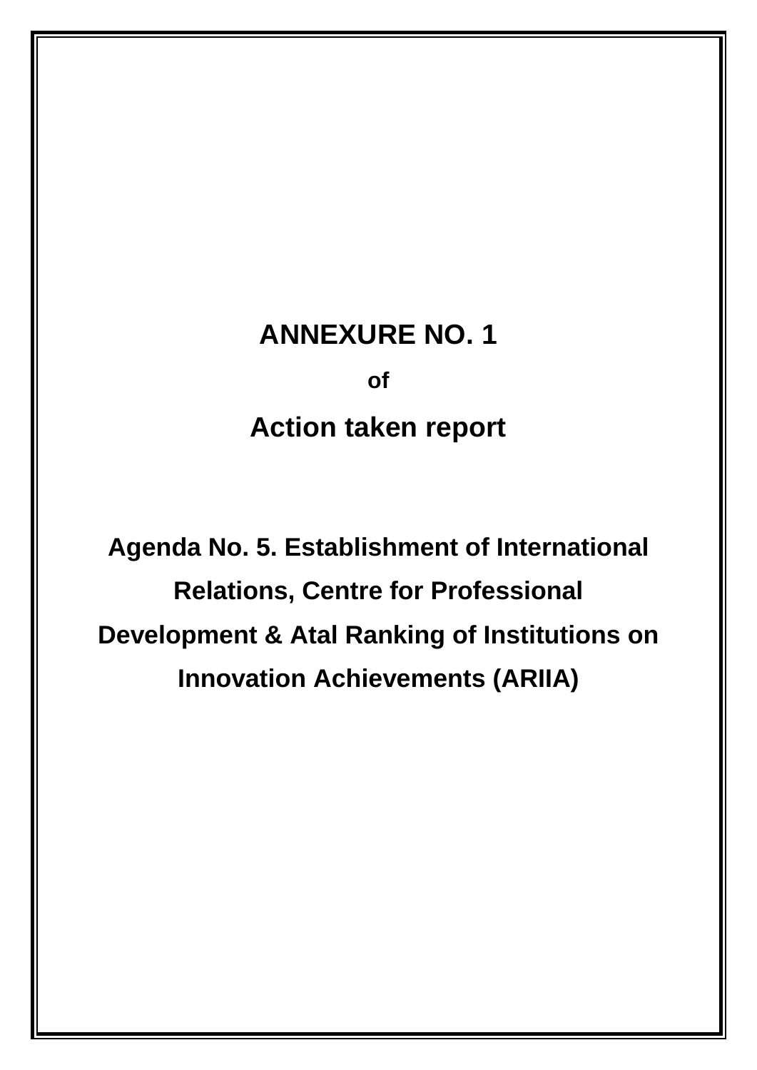# ANNEXURE NO. 1

**of**

## Action taken report

### Agenda No. 5. Establishment of International Relations, Centre for Professional Development & Atal Ranking of Institutions on Innovation Achievements (ARIIA)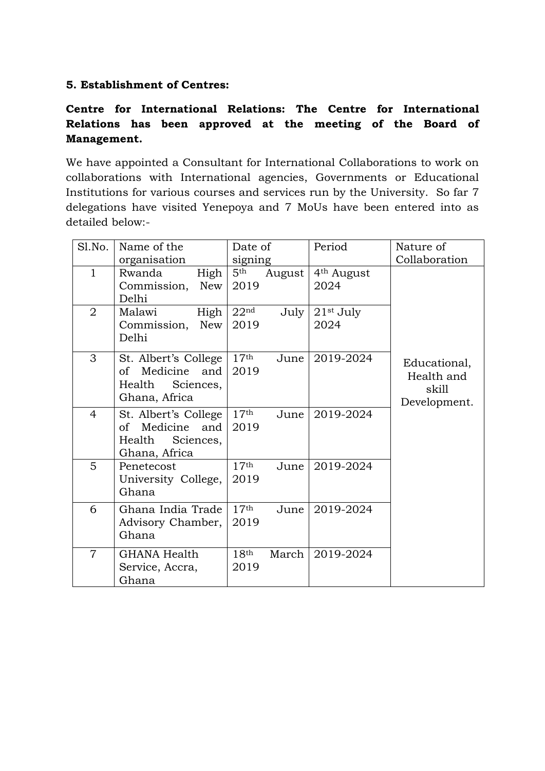**5. Establishment of Centres:**

**Centre for International Relations: The Centre for International Relations has been approved at the meeting of the Board of Management.**

We have appointed a Consultant for International Collaborations to work on collaborations with International agencies, Governments or Educational Institutions for various courses and services run by the University. So far 7 delegations have visited Yenepoya and 7 MoUs have been entered into as detailed below:-

| Sl.No. | Name of the organisation | Date of signing | Period | Nature of Collaboration |
|---|---|---|---|---|
| 1 | Rwanda High Commission, New Delhi | 5th August 2019 | 4th August 2024 | Educational, Health and skill Development. |
| 2 | Malawi High Commission, New Delhi | 22nd July 2019 | 21st July 2024 | |
| 3 | St. Albert's College of Medicine and Health Sciences, Ghana, Africa | 17th June 2019 | 2019-2024 | |
| 4 | St. Albert's College of Medicine and Health Sciences, Ghana, Africa | 17th June 2019 | 2019-2024 | |
| 5 | Penetecost University College, Ghana | 17th June 2019 | 2019-2024 | |
| 6 | Ghana India Trade Advisory Chamber, Ghana | 17th June 2019 | 2019-2024 | |
| 7 | GHANA Health Service, Accra, Ghana | 18th March 2019 | 2019-2024 | |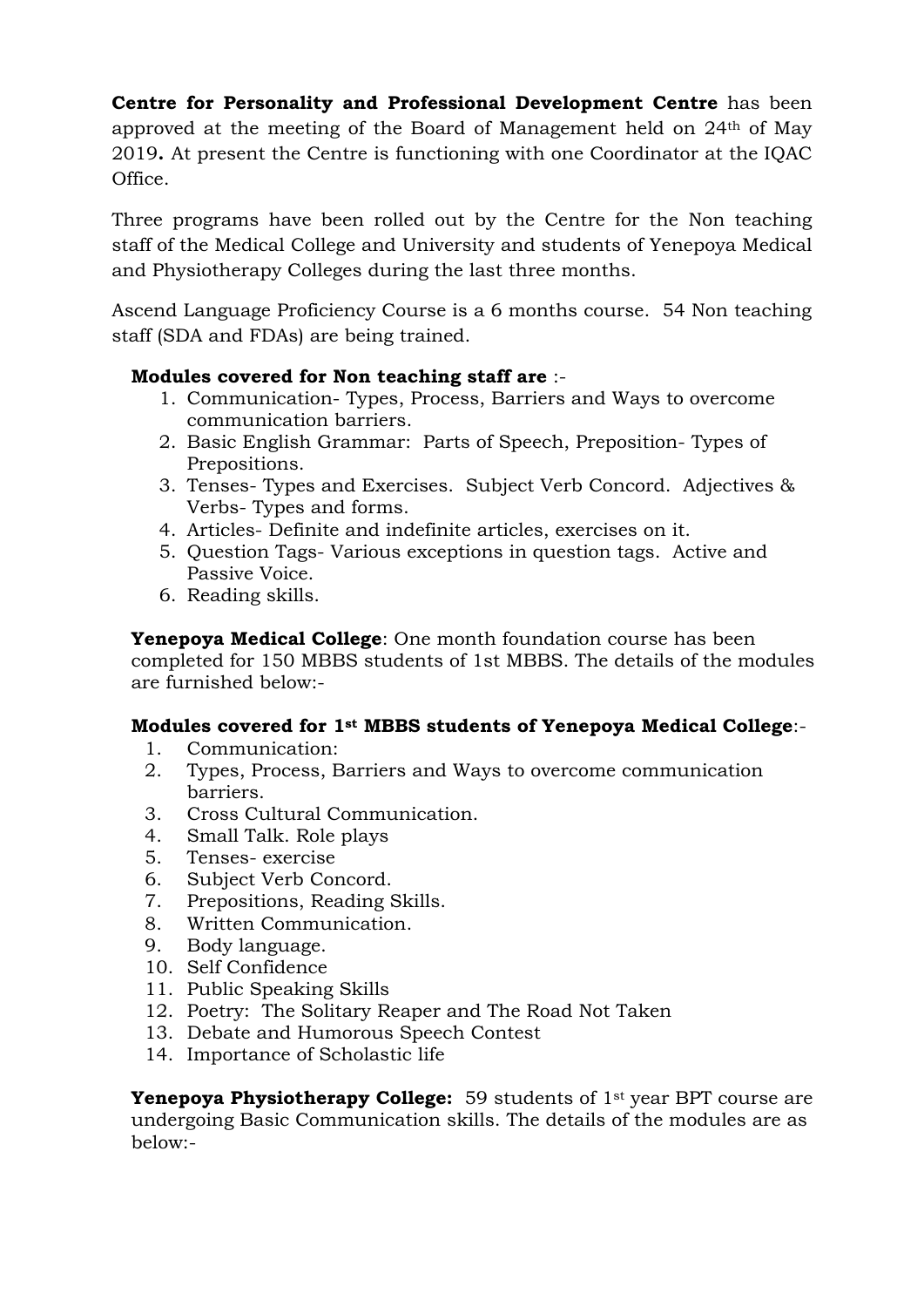**Centre for Personality and Professional Development Centre** has been approved at the meeting of the Board of Management held on 24th of May 2019**.** At present the Centre is functioning with one Coordinator at the IQAC Office.

Three programs have been rolled out by the Centre for the Non teaching staff of the Medical College and University and students of Yenepoya Medical and Physiotherapy Colleges during the last three months.

Ascend Language Proficiency Course is a 6 months course. 54 Non teaching staff (SDA and FDAs) are being trained.

**Modules covered for Non teaching staff are** :-

1. Communication- Types, Process, Barriers and Ways to overcome communication barriers.
2. Basic English Grammar: Parts of Speech, Preposition- Types of Prepositions.
3. Tenses- Types and Exercises. Subject Verb Concord. Adjectives & Verbs- Types and forms.
4. Articles- Definite and indefinite articles, exercises on it.
5. Question Tags- Various exceptions in question tags. Active and Passive Voice.
6. Reading skills.

**Yenepoya Medical College**: One month foundation course has been completed for 150 MBBS students of 1st MBBS. The details of the modules are furnished below:-

**Modules covered for 1st MBBS students of Yenepoya Medical College**:-

1. Communication:
2. Types, Process, Barriers and Ways to overcome communication barriers.
3. Cross Cultural Communication.
4. Small Talk. Role plays
5. Tenses- exercise
6. Subject Verb Concord.
7. Prepositions, Reading Skills.
8. Written Communication.
9. Body language.
10. Self Confidence
11. Public Speaking Skills
12. Poetry: The Solitary Reaper and The Road Not Taken
13. Debate and Humorous Speech Contest
14. Importance of Scholastic life

**Yenepoya Physiotherapy College:** 59 students of 1st year BPT course are undergoing Basic Communication skills. The details of the modules are as below:-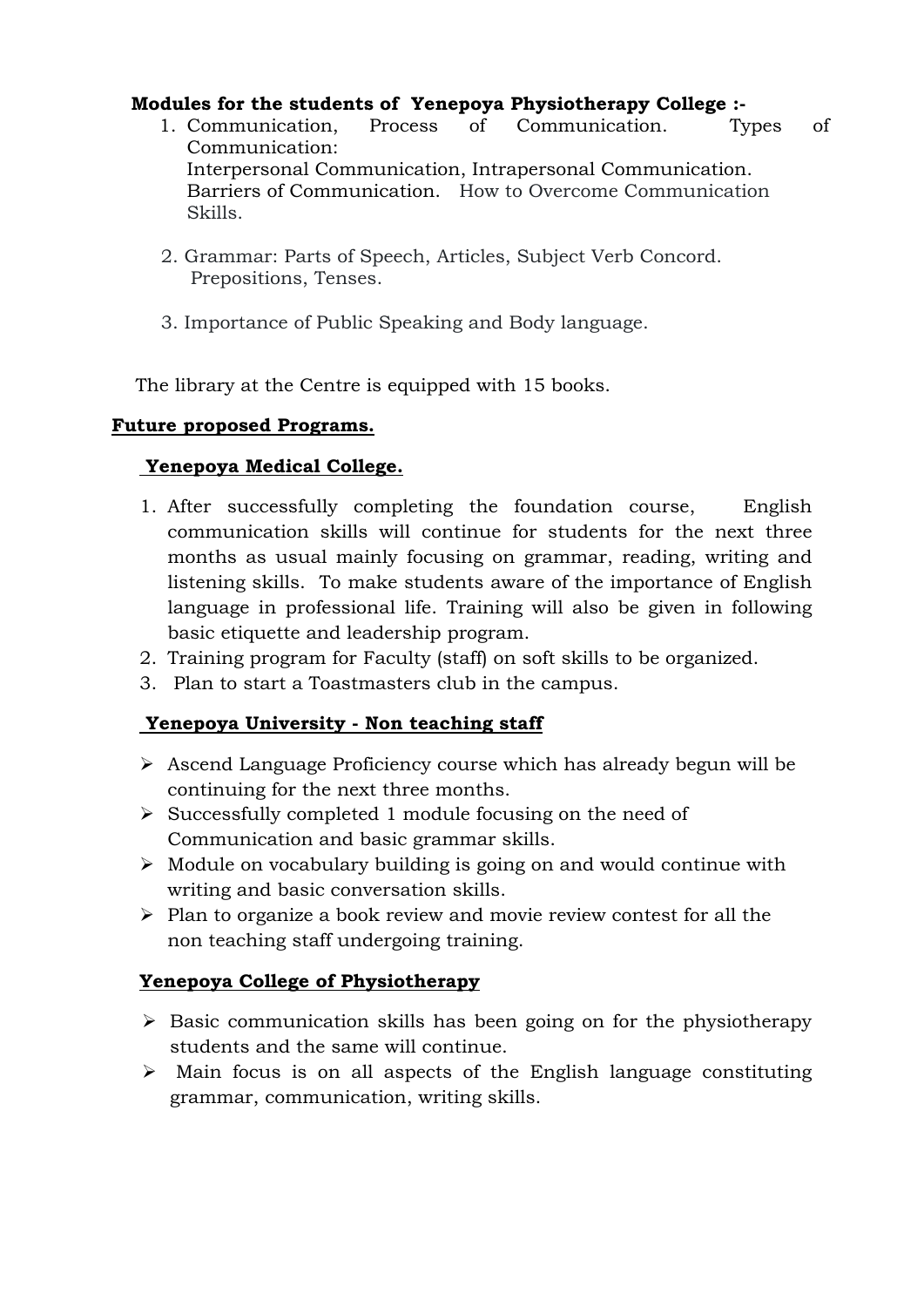**Modules for the students of Yenepoya Physiotherapy College :-**

1. Communication, Process of Communication. Types of Communication:
   Interpersonal Communication, Intrapersonal Communication.
   Barriers of Communication. How to Overcome Communication Skills.

2. Grammar: Parts of Speech, Articles, Subject Verb Concord. Prepositions, Tenses.

3. Importance of Public Speaking and Body language.

The library at the Centre is equipped with 15 books.

## Future proposed Programs.

### Yenepoya Medical College.

1. After successfully completing the foundation course, English communication skills will continue for students for the next three months as usual mainly focusing on grammar, reading, writing and listening skills. To make students aware of the importance of English language in professional life. Training will also be given in following basic etiquette and leadership program.
2. Training program for Faculty (staff) on soft skills to be organized.
3. Plan to start a Toastmasters club in the campus.

### Yenepoya University - Non teaching staff

- Ascend Language Proficiency course which has already begun will be continuing for the next three months.
- Successfully completed 1 module focusing on the need of Communication and basic grammar skills.
- Module on vocabulary building is going on and would continue with writing and basic conversation skills.
- Plan to organize a book review and movie review contest for all the non teaching staff undergoing training.

### Yenepoya College of Physiotherapy

- Basic communication skills has been going on for the physiotherapy students and the same will continue.
- Main focus is on all aspects of the English language constituting grammar, communication, writing skills.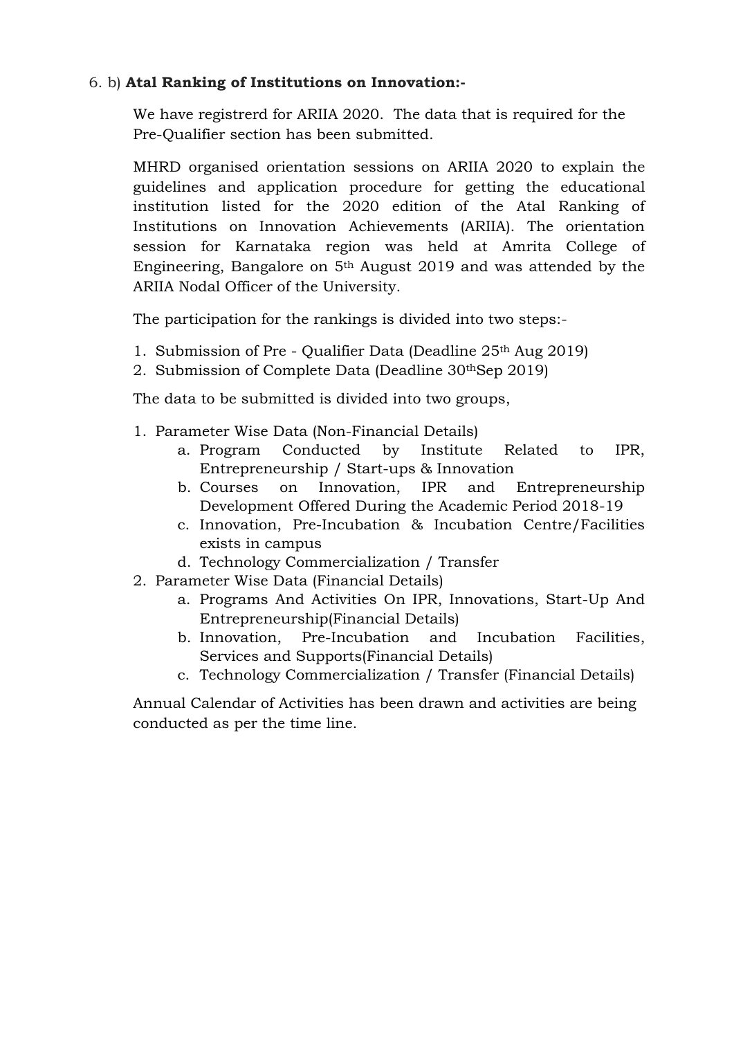6. b) **Atal Ranking of Institutions on Innovation:-**

We have registrerd for ARIIA 2020. The data that is required for the Pre-Qualifier section has been submitted.

MHRD organised orientation sessions on ARIIA 2020 to explain the guidelines and application procedure for getting the educational institution listed for the 2020 edition of the Atal Ranking of Institutions on Innovation Achievements (ARIIA). The orientation session for Karnataka region was held at Amrita College of Engineering, Bangalore on 5th August 2019 and was attended by the ARIIA Nodal Officer of the University.

The participation for the rankings is divided into two steps:-

1. Submission of Pre - Qualifier Data (Deadline 25th Aug 2019)
2. Submission of Complete Data (Deadline 30thSep 2019)

The data to be submitted is divided into two groups,

1. Parameter Wise Data (Non-Financial Details)
   a. Program Conducted by Institute Related to IPR, Entrepreneurship / Start-ups & Innovation
   b. Courses on Innovation, IPR and Entrepreneurship Development Offered During the Academic Period 2018-19
   c. Innovation, Pre-Incubation & Incubation Centre/Facilities exists in campus
   d. Technology Commercialization / Transfer
2. Parameter Wise Data (Financial Details)
   a. Programs And Activities On IPR, Innovations, Start-Up And Entrepreneurship(Financial Details)
   b. Innovation, Pre-Incubation and Incubation Facilities, Services and Supports(Financial Details)
   c. Technology Commercialization / Transfer (Financial Details)

Annual Calendar of Activities has been drawn and activities are being conducted as per the time line.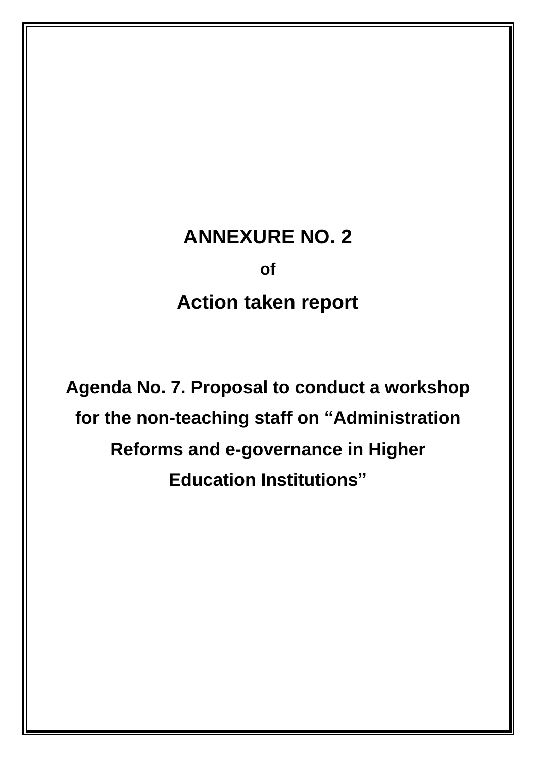# ANNEXURE NO. 2

**of**

## Action taken report

**Agenda No. 7. Proposal to conduct a workshop for the non-teaching staff on “Administration Reforms and e-governance in Higher Education Institutions”**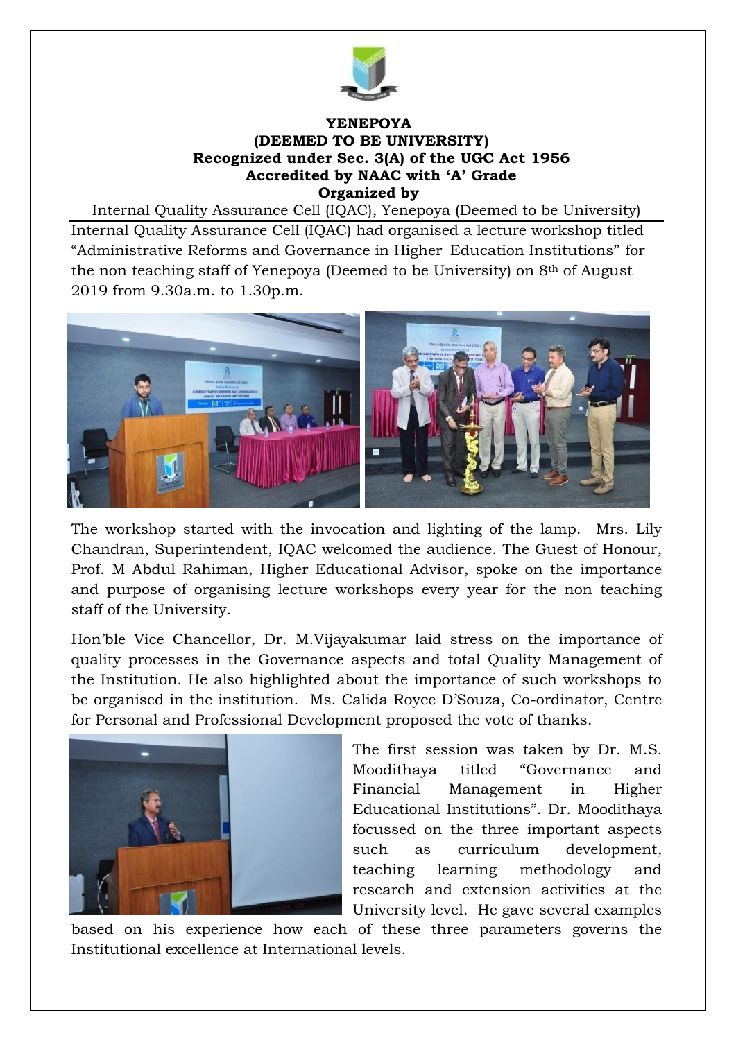**YENEPOYA**
**(DEEMED TO BE UNIVERSITY)**
**Recognized under Sec. 3(A) of the UGC Act 1956**
**Accredited by NAAC with 'A' Grade**
**Organized by**

Internal Quality Assurance Cell (IQAC), Yenepoya (Deemed to be University)

Internal Quality Assurance Cell (IQAC) had organised a lecture workshop titled "Administrative Reforms and Governance in Higher Education Institutions" for the non teaching staff of Yenepoya (Deemed to be University) on 8th of August 2019 from 9.30a.m. to 1.30p.m.

The workshop started with the invocation and lighting of the lamp. Mrs. Lily Chandran, Superintendent, IQAC welcomed the audience. The Guest of Honour, Prof. M Abdul Rahiman, Higher Educational Advisor, spoke on the importance and purpose of organising lecture workshops every year for the non teaching staff of the University.

Hon'ble Vice Chancellor, Dr. M.Vijayakumar laid stress on the importance of quality processes in the Governance aspects and total Quality Management of the Institution. He also highlighted about the importance of such workshops to be organised in the institution. Ms. Calida Royce D'Souza, Co-ordinator, Centre for Personal and Professional Development proposed the vote of thanks.

The first session was taken by Dr. M.S. Moodithaya titled "Governance and Financial Management in Higher Educational Institutions". Dr. Moodithaya focussed on the three important aspects such as curriculum development, teaching learning methodology and research and extension activities at the University level. He gave several examples based on his experience how each of these three parameters governs the Institutional excellence at International levels.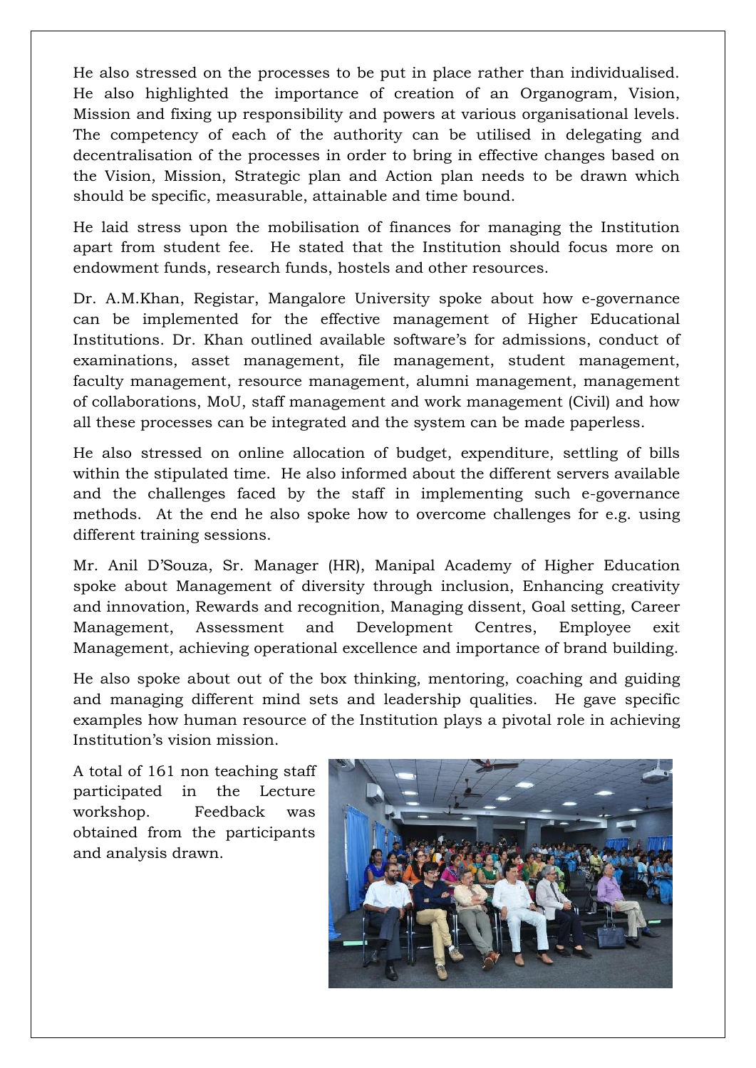He also stressed on the processes to be put in place rather than individualised. He also highlighted the importance of creation of an Organogram, Vision, Mission and fixing up responsibility and powers at various organisational levels. The competency of each of the authority can be utilised in delegating and decentralisation of the processes in order to bring in effective changes based on the Vision, Mission, Strategic plan and Action plan needs to be drawn which should be specific, measurable, attainable and time bound.

He laid stress upon the mobilisation of finances for managing the Institution apart from student fee. He stated that the Institution should focus more on endowment funds, research funds, hostels and other resources.

Dr. A.M.Khan, Registar, Mangalore University spoke about how e-governance can be implemented for the effective management of Higher Educational Institutions. Dr. Khan outlined available software's for admissions, conduct of examinations, asset management, file management, student management, faculty management, resource management, alumni management, management of collaborations, MoU, staff management and work management (Civil) and how all these processes can be integrated and the system can be made paperless.

He also stressed on online allocation of budget, expenditure, settling of bills within the stipulated time. He also informed about the different servers available and the challenges faced by the staff in implementing such e-governance methods. At the end he also spoke how to overcome challenges for e.g. using different training sessions.

Mr. Anil D'Souza, Sr. Manager (HR), Manipal Academy of Higher Education spoke about Management of diversity through inclusion, Enhancing creativity and innovation, Rewards and recognition, Managing dissent, Goal setting, Career Management, Assessment and Development Centres, Employee exit Management, achieving operational excellence and importance of brand building.

He also spoke about out of the box thinking, mentoring, coaching and guiding and managing different mind sets and leadership qualities. He gave specific examples how human resource of the Institution plays a pivotal role in achieving Institution's vision mission.

A total of 161 non teaching staff participated in the Lecture workshop. Feedback was obtained from the participants and analysis drawn.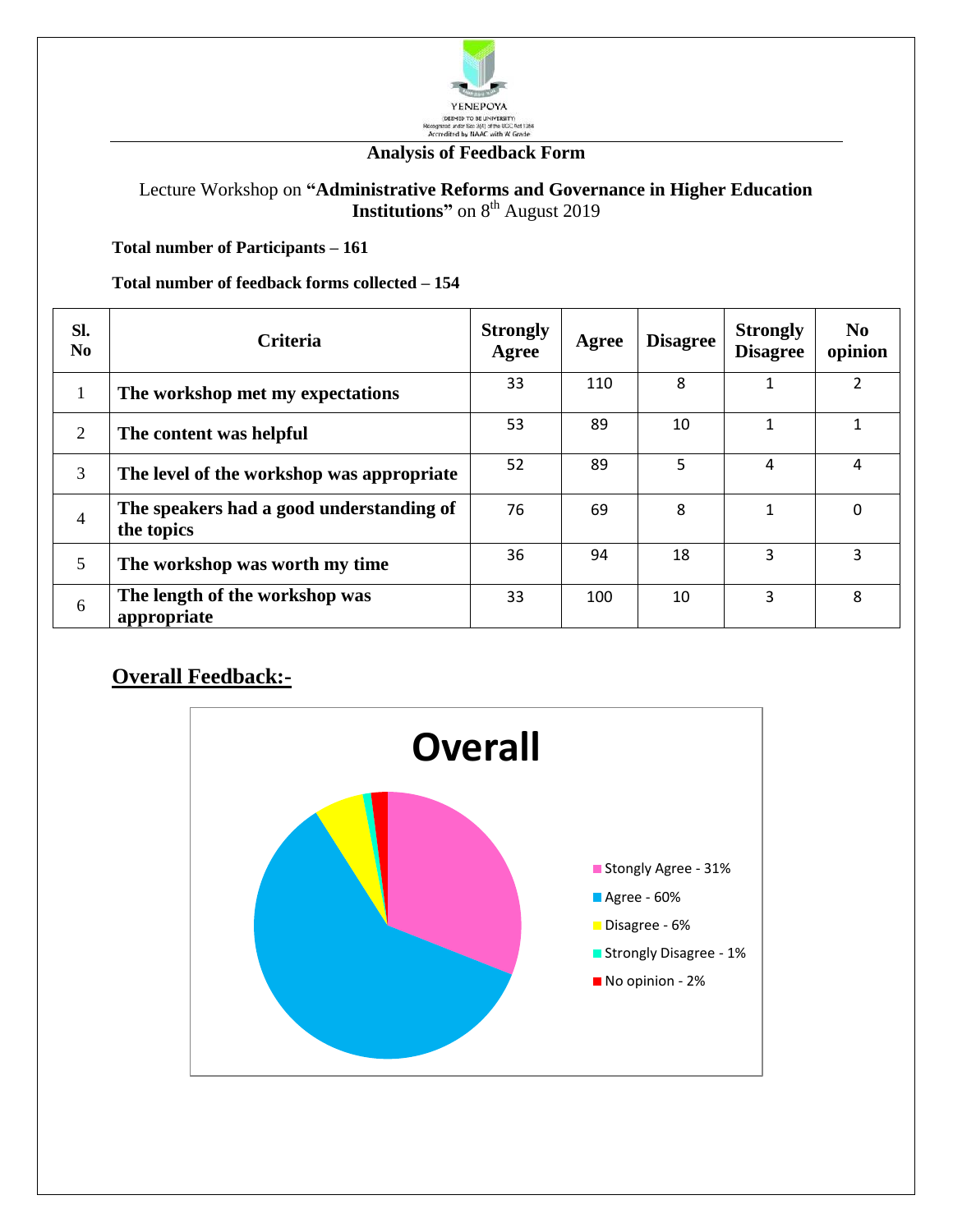YENEPOYA
(DEEMED TO BE UNIVERSITY)
Recognised under Sec 3(A) of the UGC Act 1956
Accredited by NAAC with 'A' Grade

## Analysis of Feedback Form

Lecture Workshop on **"Administrative Reforms and Governance in Higher Education Institutions"** on 8th August 2019

**Total number of Participants – 161**

**Total number of feedback forms collected – 154**

| Sl. No | Criteria | Strongly Agree | Agree | Disagree | Strongly Disagree | No opinion |
|---|---|---|---|---|---|---|
| 1 | **The workshop met my expectations** | 33 | 110 | 8 | 1 | 2 |
| 2 | **The content was helpful** | 53 | 89 | 10 | 1 | 1 |
| 3 | **The level of the workshop was appropriate** | 52 | 89 | 5 | 4 | 4 |
| 4 | **The speakers had a good understanding of the topics** | 76 | 69 | 8 | 1 | 0 |
| 5 | **The workshop was worth my time** | 36 | 94 | 18 | 3 | 3 |
| 6 | **The length of the workshop was appropriate** | 33 | 100 | 10 | 3 | 8 |

## Overall Feedback:-

**Overall**

- Stongly Agree - 31%
- Agree - 60%
- Disagree - 6%
- Strongly Disagree - 1%
- No opinion - 2%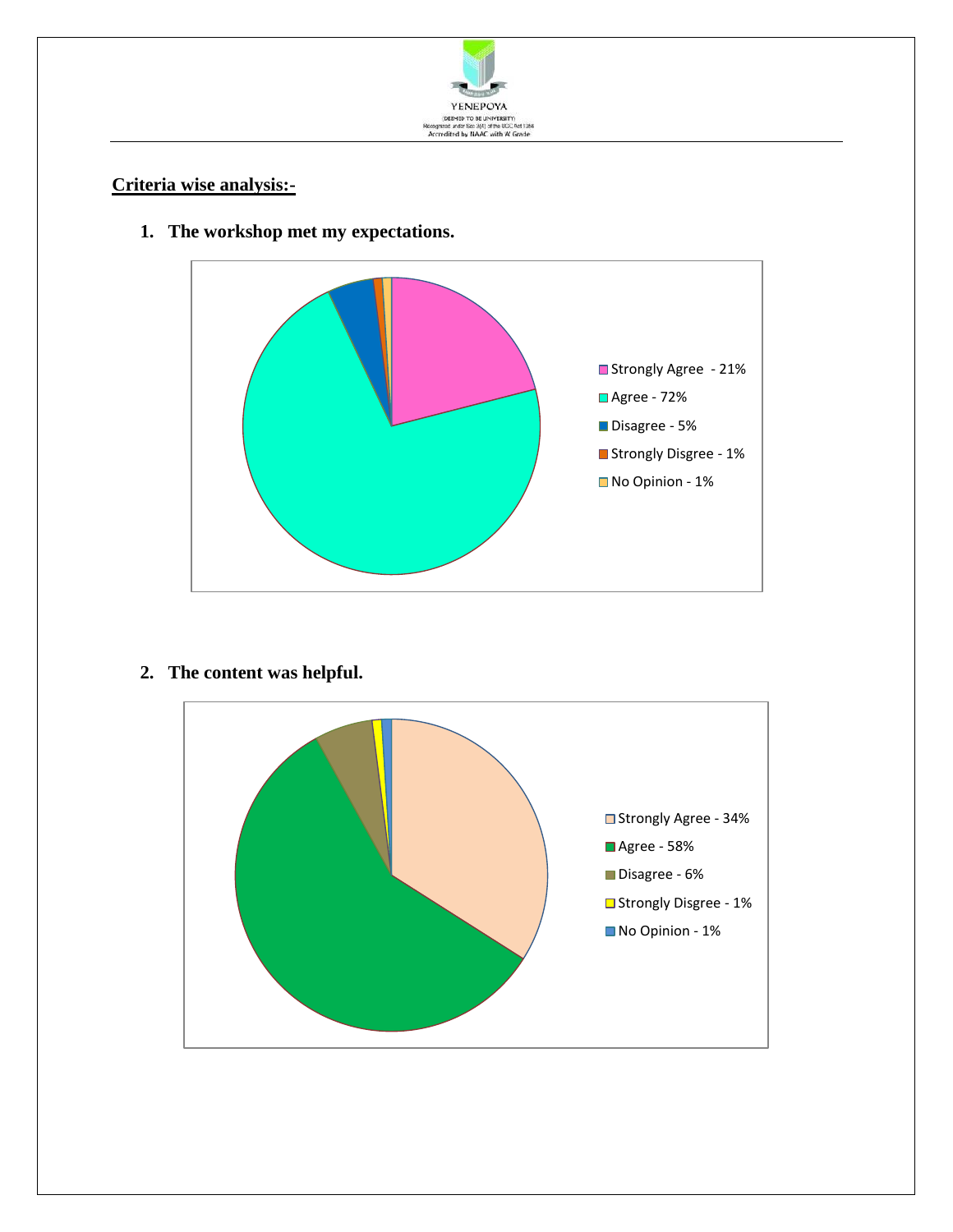## Criteria wise analysis:-

1. **The workshop met my expectations.**

- Strongly Agree - 21%
- Agree - 72%
- Disagree - 5%
- Strongly Disgree - 1%
- No Opinion - 1%

2. **The content was helpful.**

- Strongly Agree - 34%
- Agree - 58%
- Disagree - 6%
- Strongly Disgree - 1%
- No Opinion - 1%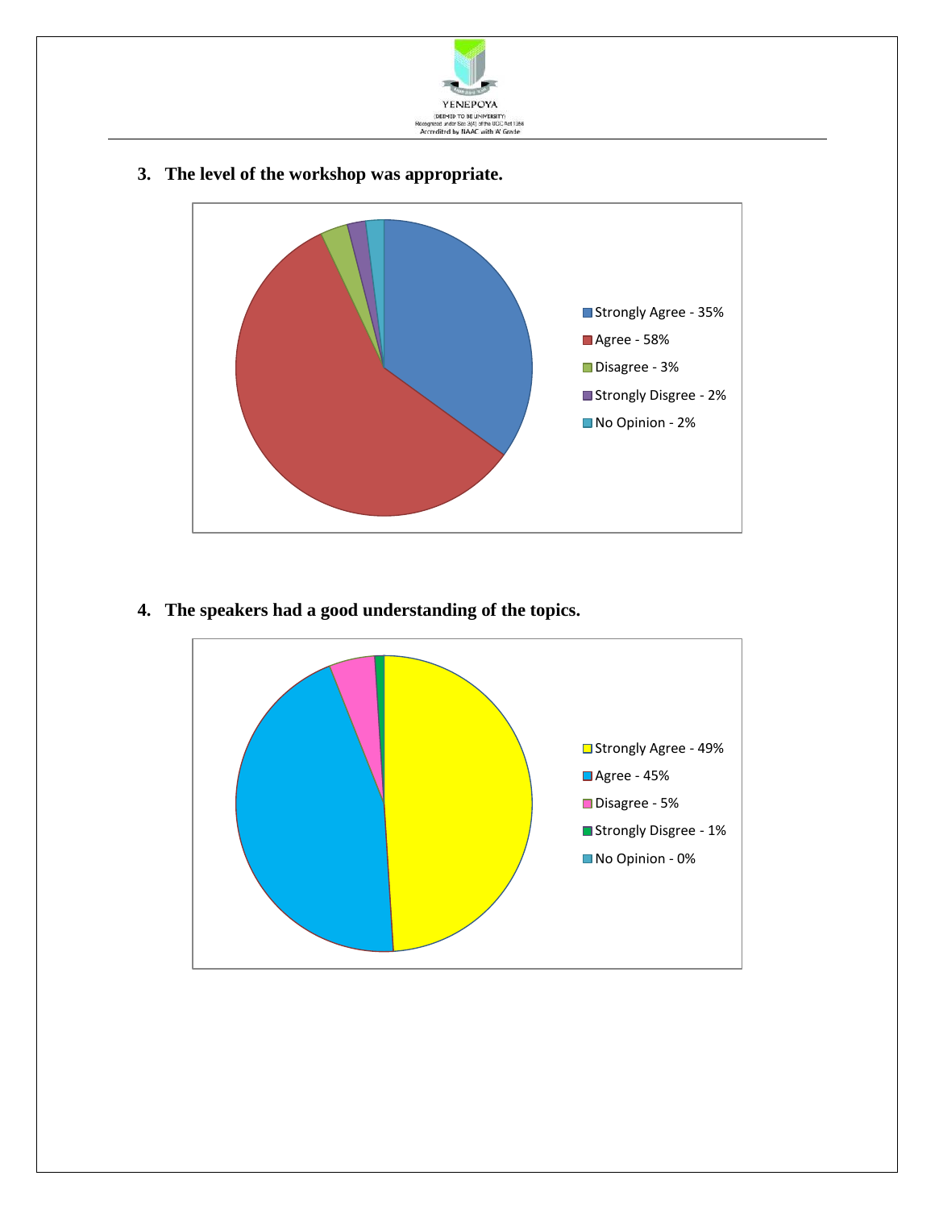3. **The level of the workshop was appropriate.**

- Strongly Agree - 35%
- Agree - 58%
- Disagree - 3%
- Strongly Disgree - 2%
- No Opinion - 2%

4. **The speakers had a good understanding of the topics.**

- Strongly Agree - 49%
- Agree - 45%
- Disagree - 5%
- Strongly Disgree - 1%
- No Opinion - 0%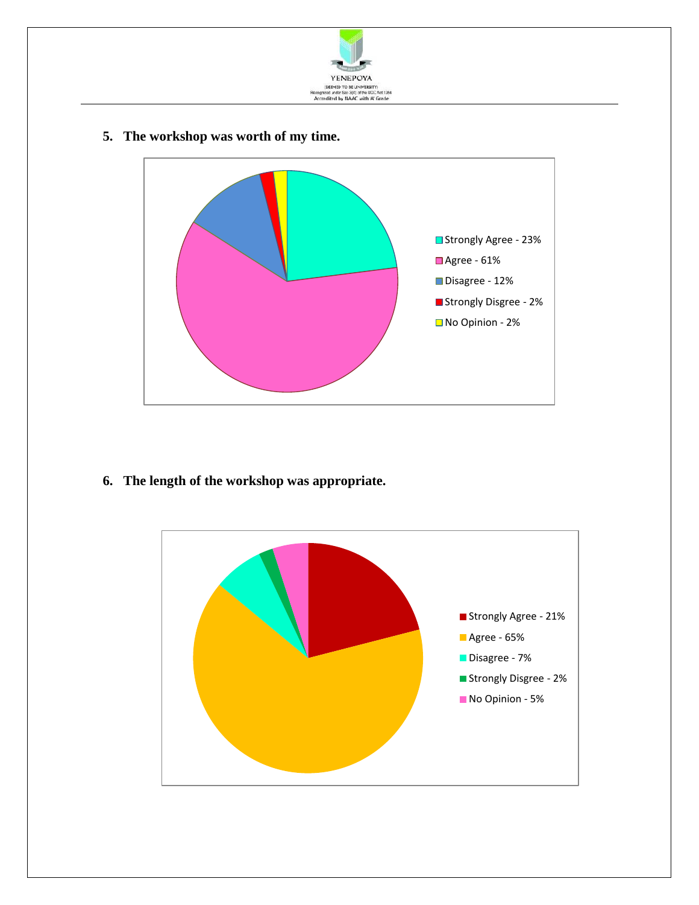5. **The workshop was worth of my time.**

- Strongly Agree - 23%
- Agree - 61%
- Disagree - 12%
- Strongly Disgree - 2%
- No Opinion - 2%

6. **The length of the workshop was appropriate.**

- Strongly Agree - 21%
- Agree - 65%
- Disagree - 7%
- Strongly Disgree - 2%
- No Opinion - 5%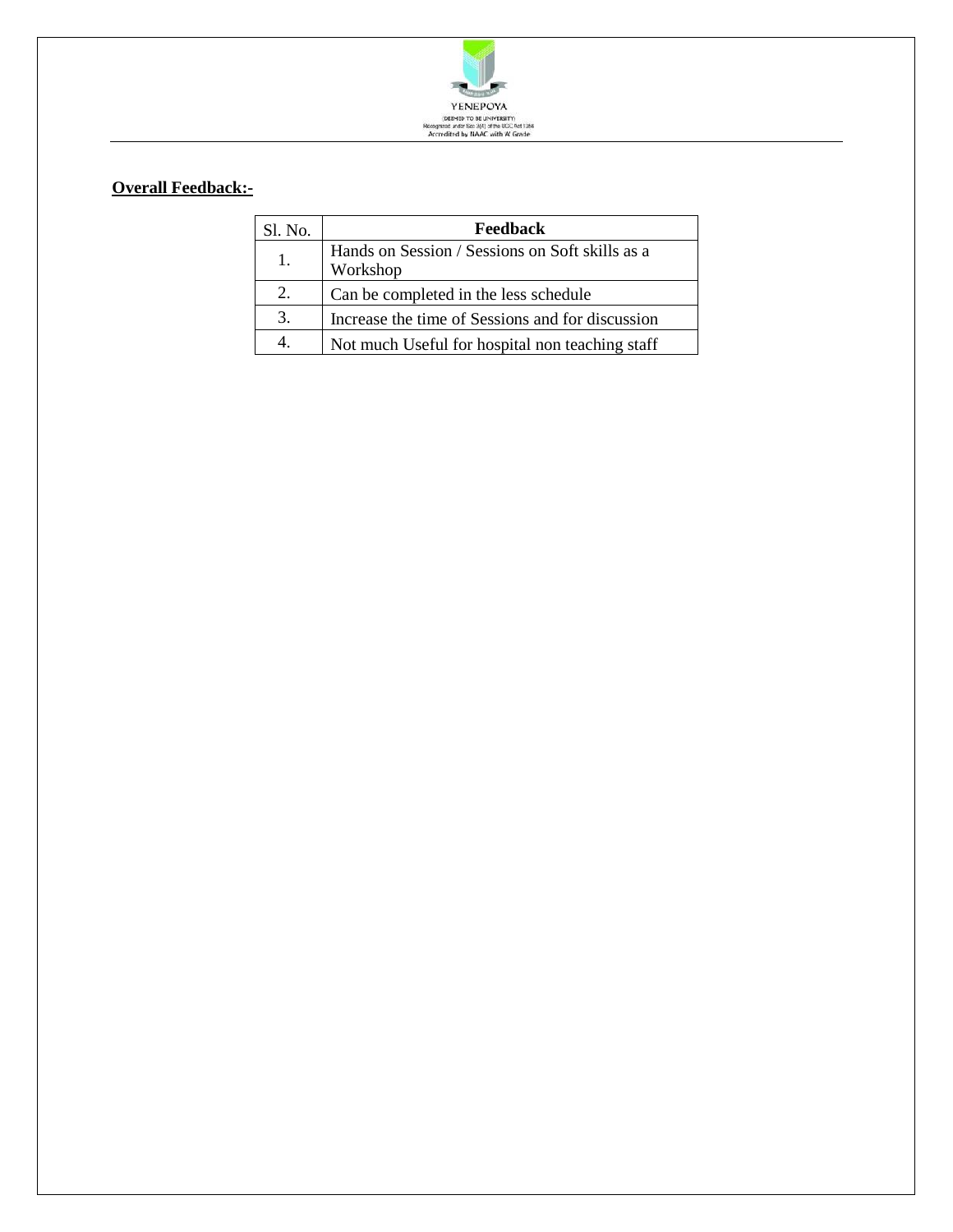**Overall Feedback:-**

| Sl. No. | Feedback |
| --- | --- |
| 1. | Hands on Session / Sessions on Soft skills as a Workshop |
| 2. | Can be completed in the less schedule |
| 3. | Increase the time of Sessions and for discussion |
| 4. | Not much Useful for hospital non teaching staff |